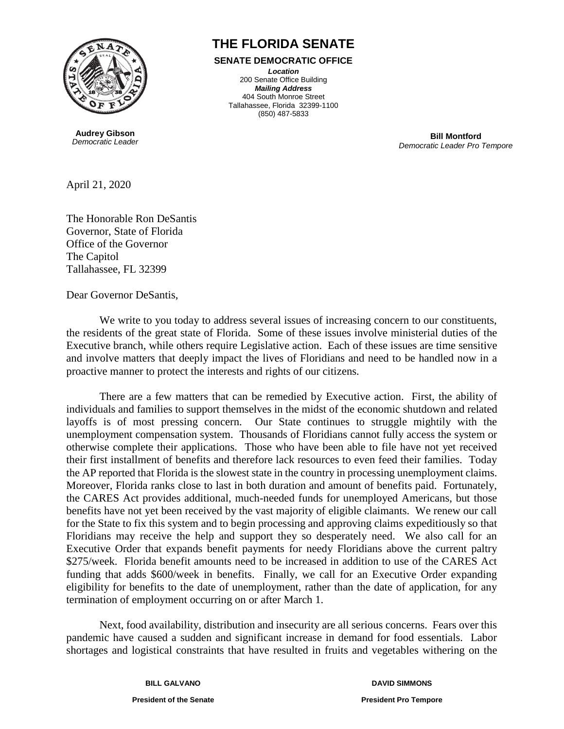# THE FLORIDA SENATE

**SENATE DEMOCRATIC OFFICE**

***Location***
200 Senate Office Building
***Mailing Address***
404 South Monroe Street
Tallahassee, Florida 32399-1100
(850) 487-5833

**Audrey Gibson**
*Democratic Leader*

**Bill Montford**
*Democratic Leader Pro Tempore*

April 21, 2020

The Honorable Ron DeSantis
Governor, State of Florida
Office of the Governor
The Capitol
Tallahassee, FL 32399

Dear Governor DeSantis,

We write to you today to address several issues of increasing concern to our constituents, the residents of the great state of Florida. Some of these issues involve ministerial duties of the Executive branch, while others require Legislative action. Each of these issues are time sensitive and involve matters that deeply impact the lives of Floridians and need to be handled now in a proactive manner to protect the interests and rights of our citizens.

There are a few matters that can be remedied by Executive action. First, the ability of individuals and families to support themselves in the midst of the economic shutdown and related layoffs is of most pressing concern. Our State continues to struggle mightily with the unemployment compensation system. Thousands of Floridians cannot fully access the system or otherwise complete their applications. Those who have been able to file have not yet received their first installment of benefits and therefore lack resources to even feed their families. Today the AP reported that Florida is the slowest state in the country in processing unemployment claims. Moreover, Florida ranks close to last in both duration and amount of benefits paid. Fortunately, the CARES Act provides additional, much-needed funds for unemployed Americans, but those benefits have not yet been received by the vast majority of eligible claimants. We renew our call for the State to fix this system and to begin processing and approving claims expeditiously so that Floridians may receive the help and support they so desperately need. We also call for an Executive Order that expands benefit payments for needy Floridians above the current paltry $275/week. Florida benefit amounts need to be increased in addition to use of the CARES Act funding that adds $600/week in benefits. Finally, we call for an Executive Order expanding eligibility for benefits to the date of unemployment, rather than the date of application, for any termination of employment occurring on or after March 1.

Next, food availability, distribution and insecurity are all serious concerns. Fears over this pandemic have caused a sudden and significant increase in demand for food essentials. Labor shortages and logistical constraints that have resulted in fruits and vegetables withering on the

**BILL GALVANO**
**President of the Senate**

**DAVID SIMMONS**
**President Pro Tempore**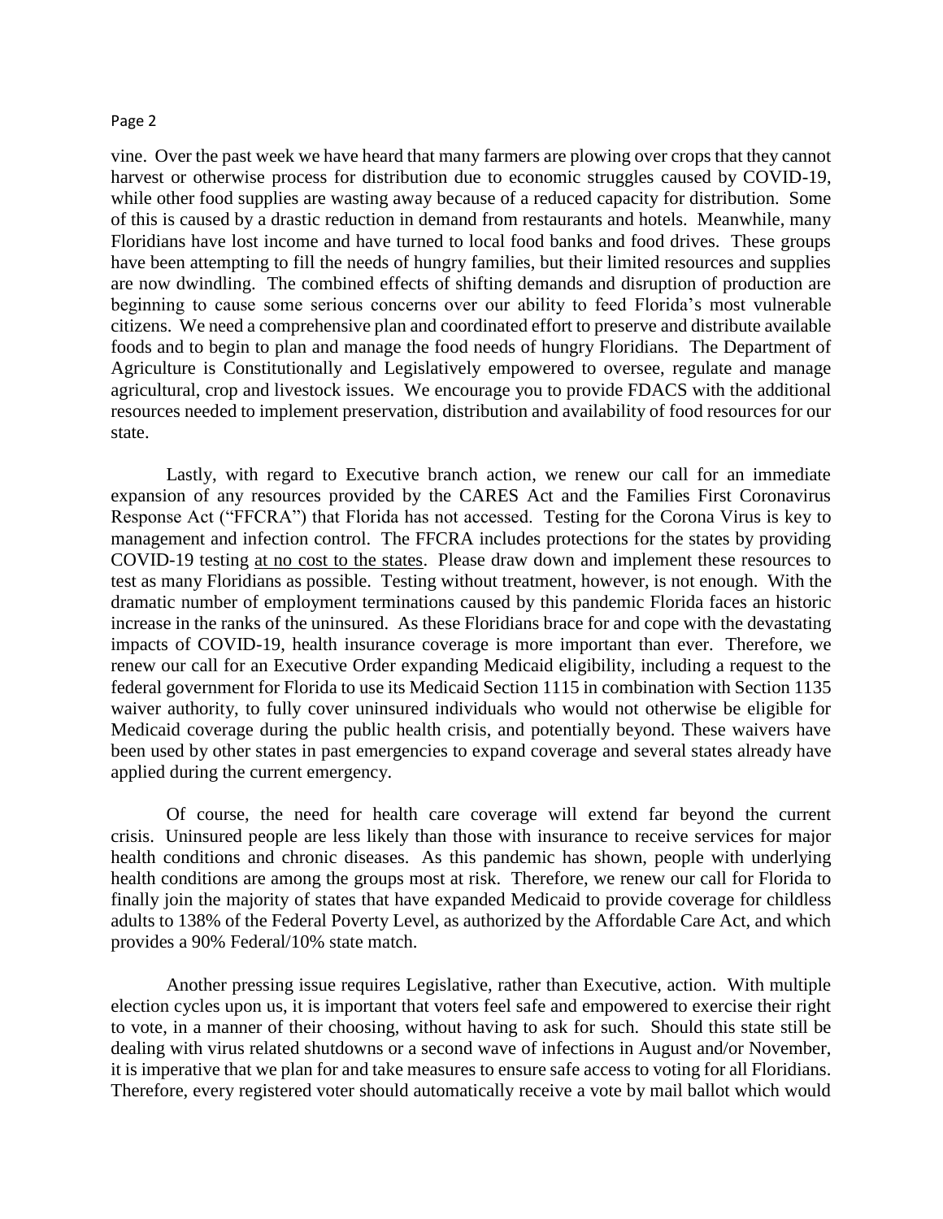vine. Over the past week we have heard that many farmers are plowing over crops that they cannot harvest or otherwise process for distribution due to economic struggles caused by COVID-19, while other food supplies are wasting away because of a reduced capacity for distribution. Some of this is caused by a drastic reduction in demand from restaurants and hotels. Meanwhile, many Floridians have lost income and have turned to local food banks and food drives. These groups have been attempting to fill the needs of hungry families, but their limited resources and supplies are now dwindling. The combined effects of shifting demands and disruption of production are beginning to cause some serious concerns over our ability to feed Florida's most vulnerable citizens. We need a comprehensive plan and coordinated effort to preserve and distribute available foods and to begin to plan and manage the food needs of hungry Floridians. The Department of Agriculture is Constitutionally and Legislatively empowered to oversee, regulate and manage agricultural, crop and livestock issues. We encourage you to provide FDACS with the additional resources needed to implement preservation, distribution and availability of food resources for our state.

Lastly, with regard to Executive branch action, we renew our call for an immediate expansion of any resources provided by the CARES Act and the Families First Coronavirus Response Act ("FFCRA") that Florida has not accessed. Testing for the Corona Virus is key to management and infection control. The FFCRA includes protections for the states by providing COVID-19 testing <u>at no cost to the states</u>. Please draw down and implement these resources to test as many Floridians as possible. Testing without treatment, however, is not enough. With the dramatic number of employment terminations caused by this pandemic Florida faces an historic increase in the ranks of the uninsured. As these Floridians brace for and cope with the devastating impacts of COVID-19, health insurance coverage is more important than ever. Therefore, we renew our call for an Executive Order expanding Medicaid eligibility, including a request to the federal government for Florida to use its Medicaid Section 1115 in combination with Section 1135 waiver authority, to fully cover uninsured individuals who would not otherwise be eligible for Medicaid coverage during the public health crisis, and potentially beyond. These waivers have been used by other states in past emergencies to expand coverage and several states already have applied during the current emergency.

Of course, the need for health care coverage will extend far beyond the current crisis. Uninsured people are less likely than those with insurance to receive services for major health conditions and chronic diseases. As this pandemic has shown, people with underlying health conditions are among the groups most at risk. Therefore, we renew our call for Florida to finally join the majority of states that have expanded Medicaid to provide coverage for childless adults to 138% of the Federal Poverty Level, as authorized by the Affordable Care Act, and which provides a 90% Federal/10% state match.

Another pressing issue requires Legislative, rather than Executive, action. With multiple election cycles upon us, it is important that voters feel safe and empowered to exercise their right to vote, in a manner of their choosing, without having to ask for such. Should this state still be dealing with virus related shutdowns or a second wave of infections in August and/or November, it is imperative that we plan for and take measures to ensure safe access to voting for all Floridians. Therefore, every registered voter should automatically receive a vote by mail ballot which would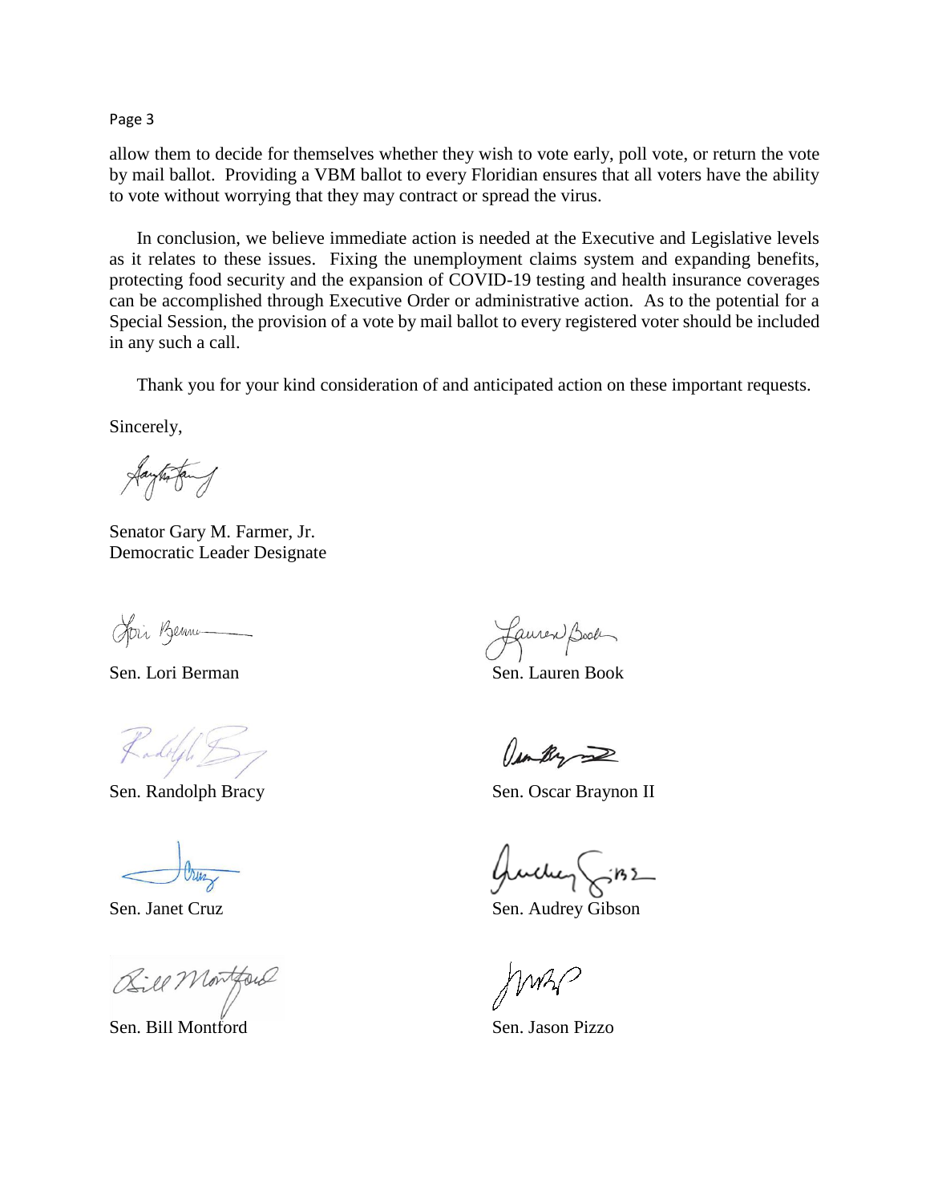allow them to decide for themselves whether they wish to vote early, poll vote, or return the vote by mail ballot. Providing a VBM ballot to every Floridian ensures that all voters have the ability to vote without worrying that they may contract or spread the virus.

In conclusion, we believe immediate action is needed at the Executive and Legislative levels as it relates to these issues. Fixing the unemployment claims system and expanding benefits, protecting food security and the expansion of COVID-19 testing and health insurance coverages can be accomplished through Executive Order or administrative action. As to the potential for a Special Session, the provision of a vote by mail ballot to every registered voter should be included in any such a call.

Thank you for your kind consideration of and anticipated action on these important requests.

Sincerely,

Senator Gary M. Farmer, Jr.
Democratic Leader Designate

Sen. Lori Berman

Sen. Lauren Book

Sen. Randolph Bracy

Sen. Oscar Braynon II

Sen. Janet Cruz

Sen. Audrey Gibson

Sen. Bill Montford

Sen. Jason Pizzo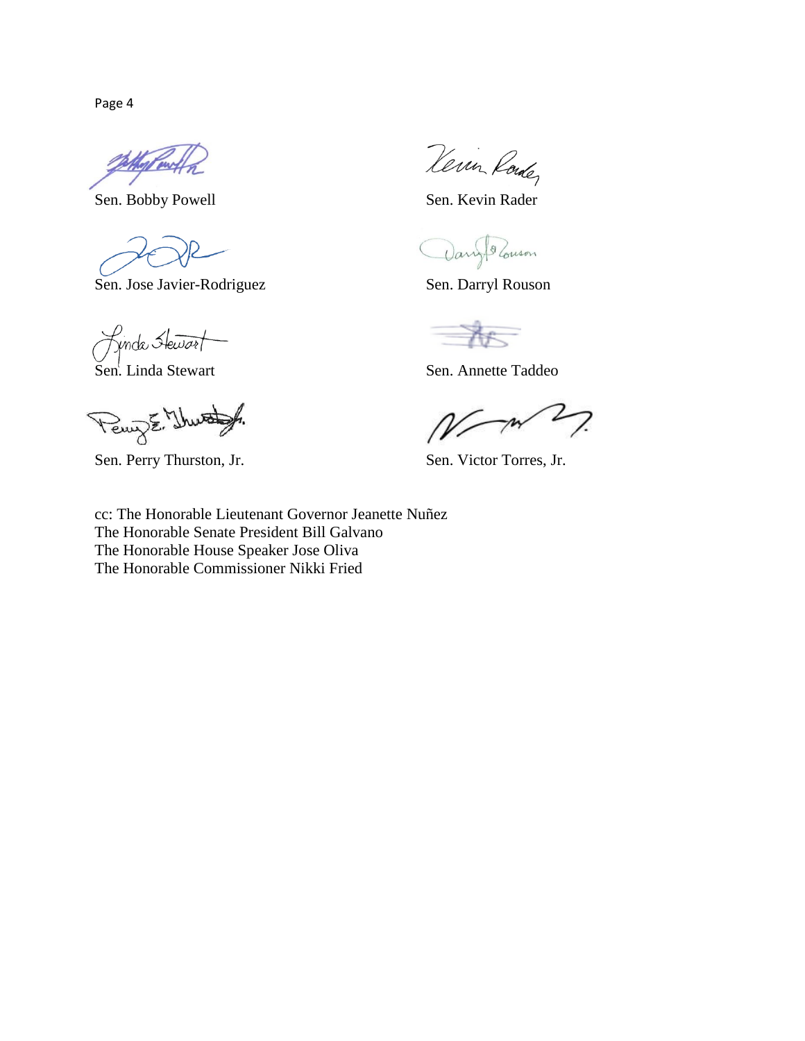Sen. Bobby Powell

Sen. Kevin Rader

Sen. Jose Javier-Rodriguez

Sen. Darryl Rouson

Sen. Linda Stewart

Sen. Annette Taddeo

Sen. Perry Thurston, Jr.

Sen. Victor Torres, Jr.

cc: The Honorable Lieutenant Governor Jeanette Nuñez
The Honorable Senate President Bill Galvano
The Honorable House Speaker Jose Oliva
The Honorable Commissioner Nikki Fried